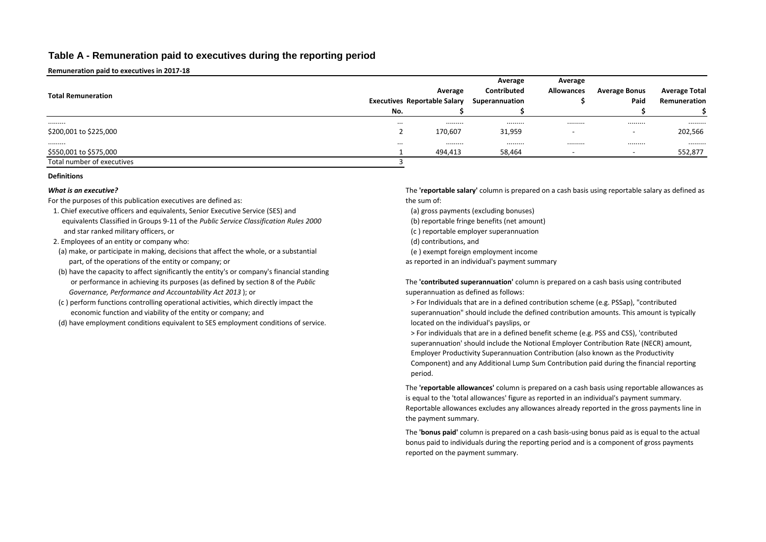## Table A - Remuneration paid to executives during the reporting period

**Remuneration paid to executives in 2017-18**

| Total Remuneration | Executives<br>No. | Average Reportable Salary<br>$ | Average Contributed Superannuation<br>$ | Average Allowances<br>$ | Average Bonus Paid<br>$ | Average Total Remuneration<br>$ |
|---|---|---|---|---|---|---|
| ......... | ... | ......... | ......... | ......... | ......... | ......... |
| $200,001 to $225,000 | 2 | 170,607 | 31,959 | - | - | 202,566 |
| ......... | ... | ......... | ......... | ......... | ......... | ......... |
| $550,001 to $575,000 | 1 | 494,413 | 58,464 | - | - | 552,877 |
| Total number of executives | 3 | | | | | |

**Definitions**

***What is an executive?***

For the purposes of this publication executives are defined as:

1. Chief executive officers and equivalents, Senior Executive Service (SES) and equivalents Classified in Groups 9-11 of the *Public Service Classification Rules 2000* and star ranked military officers, or
2. Employees of an entity or company who:
   (a) make, or participate in making, decisions that affect the whole, or a substantial part, of the operations of the entity or company; or
   (b) have the capacity to affect significantly the entity's or company's financial standing or performance in achieving its purposes (as defined by section 8 of the *Public Governance, Performance and Accountability Act 2013* ); or
   (c ) perform functions controlling operational activities, which directly impact the economic function and viability of the entity or company; and
   (d) have employment conditions equivalent to SES employment conditions of service.

The **'reportable salary'** column is prepared on a cash basis using reportable salary as defined as the sum of:

(a) gross payments (excluding bonuses)
(b) reportable fringe benefits (net amount)
(c ) reportable employer superannuation
(d) contributions, and
(e ) exempt foreign employment income

as reported in an individual's payment summary

The **'contributed superannuation'** column is prepared on a cash basis using contributed superannuation as defined as follows:

> For Individuals that are in a defined contribution scheme (e.g. PSSap), "contributed superannuation" should include the defined contribution amounts. This amount is typically located on the individual's payslips, or

> For individuals that are in a defined benefit scheme (e.g. PSS and CSS), 'contributed superannuation' should include the Notional Employer Contribution Rate (NECR) amount, Employer Productivity Superannuation Contribution (also known as the Productivity Component) and any Additional Lump Sum Contribution paid during the financial reporting period.

The **'reportable allowances'** column is prepared on a cash basis using reportable allowances as is equal to the 'total allowances' figure as reported in an individual's payment summary. Reportable allowances excludes any allowances already reported in the gross payments line in the payment summary.

The **'bonus paid'** column is prepared on a cash basis-using bonus paid as is equal to the actual bonus paid to individuals during the reporting period and is a component of gross payments reported on the payment summary.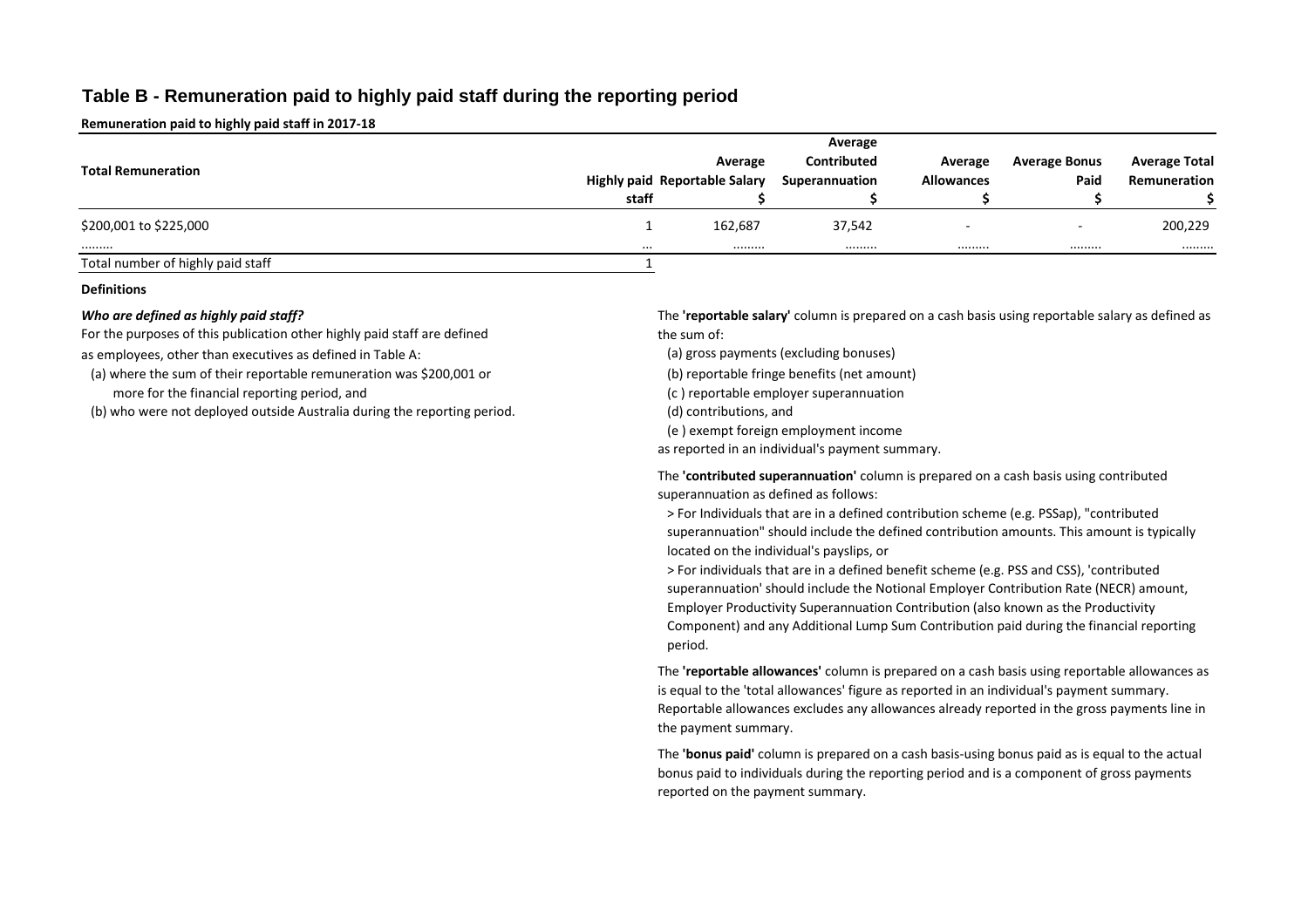## Table B - Remuneration paid to highly paid staff during the reporting period

**Remuneration paid to highly paid staff in 2017-18**

| Total Remuneration | Highly paid staff | Average Reportable Salary $ | Average Contributed Superannuation $ | Average Allowances $ | Average Bonus Paid $ | Average Total Remuneration $ |
|---|---|---|---|---|---|---|
| $200,001 to $225,000 | 1 | 162,687 | 37,542 | - | - | 200,229 |
| ......... | ... | ......... | ......... | ......... | ......... | ......... |
| Total number of highly paid staff | 1 | | | | | |

**Definitions**

***Who are defined as highly paid staff?***

For the purposes of this publication other highly paid staff are defined as employees, other than executives as defined in Table A:

(a) where the sum of their reportable remuneration was $200,001 or more for the financial reporting period, and

(b) who were not deployed outside Australia during the reporting period.

The **'reportable salary'** column is prepared on a cash basis using reportable salary as defined as the sum of:

(a) gross payments (excluding bonuses)

(b) reportable fringe benefits (net amount)

(c ) reportable employer superannuation

(d) contributions, and

(e ) exempt foreign employment income

as reported in an individual's payment summary.

The **'contributed superannuation'** column is prepared on a cash basis using contributed superannuation as defined as follows:

> For Individuals that are in a defined contribution scheme (e.g. PSSap), "contributed superannuation" should include the defined contribution amounts. This amount is typically located on the individual's payslips, or

> For individuals that are in a defined benefit scheme (e.g. PSS and CSS), 'contributed superannuation' should include the Notional Employer Contribution Rate (NECR) amount, Employer Productivity Superannuation Contribution (also known as the Productivity Component) and any Additional Lump Sum Contribution paid during the financial reporting period.

The **'reportable allowances'** column is prepared on a cash basis using reportable allowances as is equal to the 'total allowances' figure as reported in an individual's payment summary. Reportable allowances excludes any allowances already reported in the gross payments line in the payment summary.

The **'bonus paid'** column is prepared on a cash basis-using bonus paid as is equal to the actual bonus paid to individuals during the reporting period and is a component of gross payments reported on the payment summary.